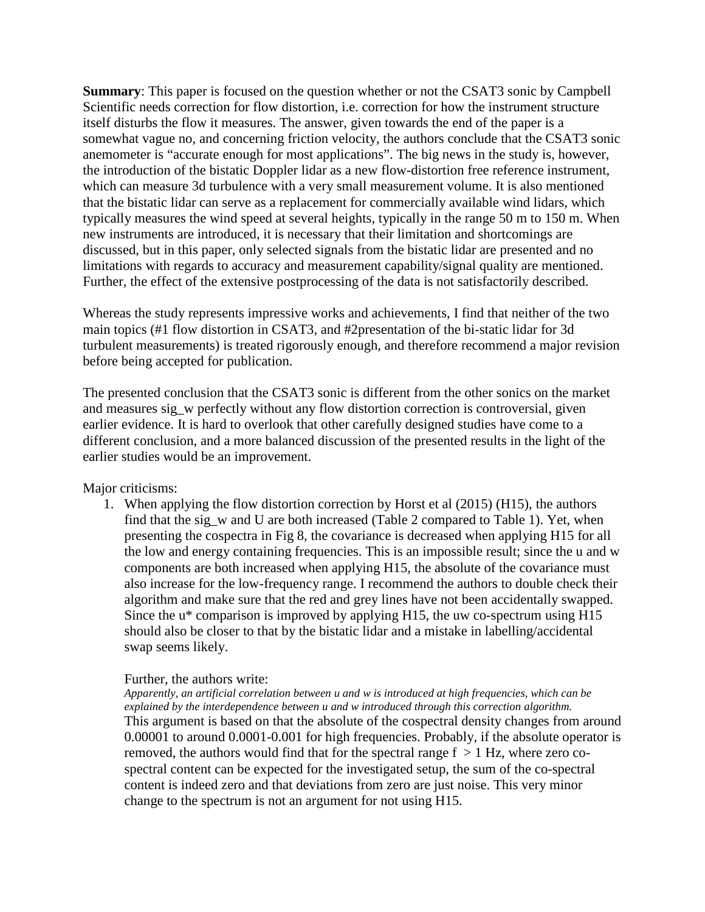**Summary**: This paper is focused on the question whether or not the CSAT3 sonic by Campbell Scientific needs correction for flow distortion, i.e. correction for how the instrument structure itself disturbs the flow it measures. The answer, given towards the end of the paper is a somewhat vague no, and concerning friction velocity, the authors conclude that the CSAT3 sonic anemometer is "accurate enough for most applications". The big news in the study is, however, the introduction of the bistatic Doppler lidar as a new flow-distortion free reference instrument, which can measure 3d turbulence with a very small measurement volume. It is also mentioned that the bistatic lidar can serve as a replacement for commercially available wind lidars, which typically measures the wind speed at several heights, typically in the range 50 m to 150 m. When new instruments are introduced, it is necessary that their limitation and shortcomings are discussed, but in this paper, only selected signals from the bistatic lidar are presented and no limitations with regards to accuracy and measurement capability/signal quality are mentioned. Further, the effect of the extensive postprocessing of the data is not satisfactorily described.

Whereas the study represents impressive works and achievements, I find that neither of the two main topics (#1 flow distortion in CSAT3, and #2presentation of the bi-static lidar for 3d turbulent measurements) is treated rigorously enough, and therefore recommend a major revision before being accepted for publication.

The presented conclusion that the CSAT3 sonic is different from the other sonics on the market and measures sig_w perfectly without any flow distortion correction is controversial, given earlier evidence. It is hard to overlook that other carefully designed studies have come to a different conclusion, and a more balanced discussion of the presented results in the light of the earlier studies would be an improvement.

Major criticisms:

1. When applying the flow distortion correction by Horst et al (2015) (H15), the authors find that the sig_w and U are both increased (Table 2 compared to Table 1). Yet, when presenting the cospectra in Fig 8, the covariance is decreased when applying H15 for all the low and energy containing frequencies. This is an impossible result; since the u and w components are both increased when applying H15, the absolute of the covariance must also increase for the low-frequency range. I recommend the authors to double check their algorithm and make sure that the red and grey lines have not been accidentally swapped. Since the u* comparison is improved by applying H15, the uw co-spectrum using H15 should also be closer to that by the bistatic lidar and a mistake in labelling/accidental swap seems likely.

   Further, the authors write:

   *Apparently, an artificial correlation between u and w is introduced at high frequencies, which can be explained by the interdependence between u and w introduced through this correction algorithm.*

   This argument is based on that the absolute of the cospectral density changes from around 0.00001 to around 0.0001-0.001 for high frequencies. Probably, if the absolute operator is removed, the authors would find that for the spectral range $f > 1$ Hz, where zero co-spectral content can be expected for the investigated setup, the sum of the co-spectral content is indeed zero and that deviations from zero are just noise. This very minor change to the spectrum is not an argument for not using H15.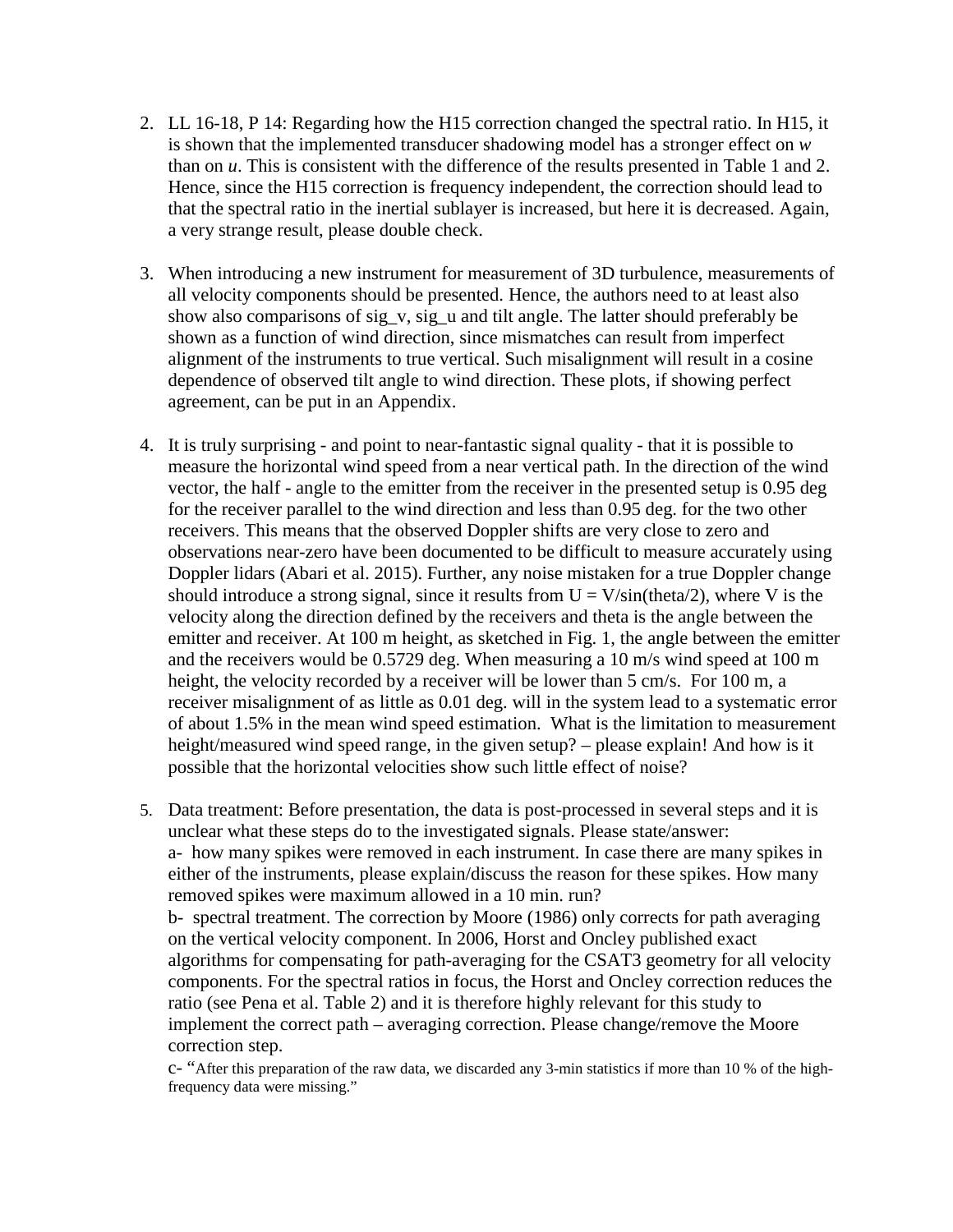2. LL 16-18, P 14: Regarding how the H15 correction changed the spectral ratio. In H15, it is shown that the implemented transducer shadowing model has a stronger effect on $w$ than on $u$. This is consistent with the difference of the results presented in Table 1 and 2. Hence, since the H15 correction is frequency independent, the correction should lead to that the spectral ratio in the inertial sublayer is increased, but here it is decreased. Again, a very strange result, please double check.

3. When introducing a new instrument for measurement of 3D turbulence, measurements of all velocity components should be presented. Hence, the authors need to at least also show also comparisons of $\sigma_v$, $\sigma_u$ and tilt angle. The latter should preferably be shown as a function of wind direction, since mismatches can result from imperfect alignment of the instruments to true vertical. Such misalignment will result in a cosine dependence of observed tilt angle to wind direction. These plots, if showing perfect agreement, can be put in an Appendix.

4. It is truly surprising - and point to near-fantastic signal quality - that it is possible to measure the horizontal wind speed from a near vertical path. In the direction of the wind vector, the half - angle to the emitter from the receiver in the presented setup is 0.95 deg for the receiver parallel to the wind direction and less than 0.95 deg. for the two other receivers. This means that the observed Doppler shifts are very close to zero and observations near-zero have been documented to be difficult to measure accurately using Doppler lidars (Abari et al. 2015). Further, any noise mistaken for a true Doppler change should introduce a strong signal, since it results from $U = V/\sin(\theta/2)$, where V is the velocity along the direction defined by the receivers and theta is the angle between the emitter and receiver. At 100 m height, as sketched in Fig. 1, the angle between the emitter and the receivers would be 0.5729 deg. When measuring a 10 m/s wind speed at 100 m height, the velocity recorded by a receiver will be lower than 5 cm/s. For 100 m, a receiver misalignment of as little as 0.01 deg. will in the system lead to a systematic error of about 1.5% in the mean wind speed estimation. What is the limitation to measurement height/measured wind speed range, in the given setup? – please explain! And how is it possible that the horizontal velocities show such little effect of noise?

5. Data treatment: Before presentation, the data is post-processed in several steps and it is unclear what these steps do to the investigated signals. Please state/answer:
   a- how many spikes were removed in each instrument. In case there are many spikes in either of the instruments, please explain/discuss the reason for these spikes. How many removed spikes were maximum allowed in a 10 min. run?
   b- spectral treatment. The correction by Moore (1986) only corrects for path averaging on the vertical velocity component. In 2006, Horst and Oncley published exact algorithms for compensating for path-averaging for the CSAT3 geometry for all velocity components. For the spectral ratios in focus, the Horst and Oncley correction reduces the ratio (see Pena et al. Table 2) and it is therefore highly relevant for this study to implement the correct path – averaging correction. Please change/remove the Moore correction step.
   c- "After this preparation of the raw data, we discarded any 3-min statistics if more than 10 % of the high-frequency data were missing."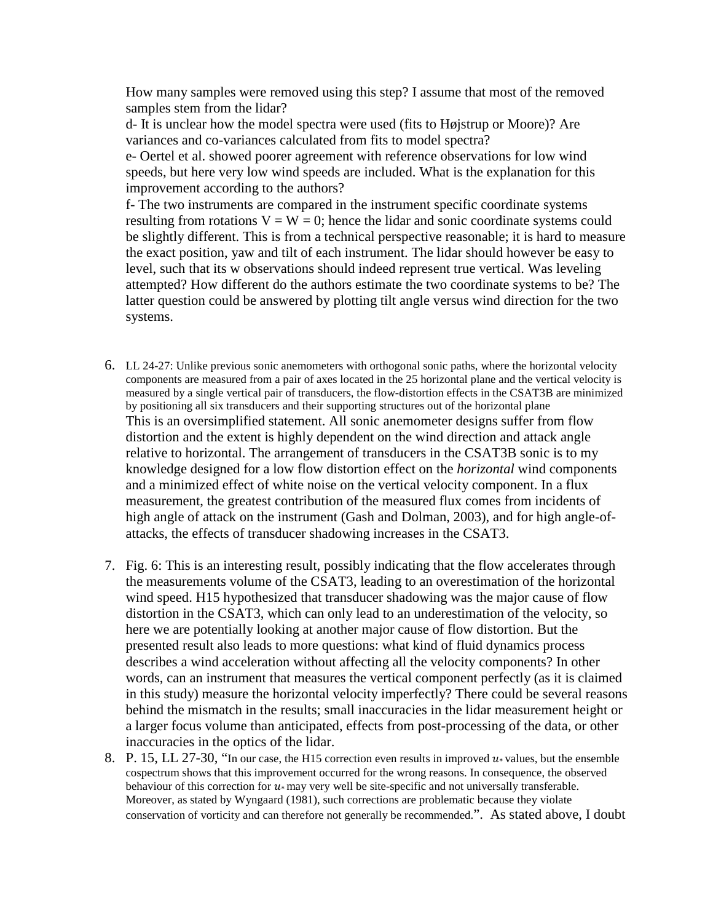How many samples were removed using this step? I assume that most of the removed samples stem from the lidar?

d- It is unclear how the model spectra were used (fits to Højstrup or Moore)? Are variances and co-variances calculated from fits to model spectra?

e- Oertel et al. showed poorer agreement with reference observations for low wind speeds, but here very low wind speeds are included. What is the explanation for this improvement according to the authors?

f- The two instruments are compared in the instrument specific coordinate systems resulting from rotations V = W = 0; hence the lidar and sonic coordinate systems could be slightly different. This is from a technical perspective reasonable; it is hard to measure the exact position, yaw and tilt of each instrument. The lidar should however be easy to level, such that its w observations should indeed represent true vertical. Was leveling attempted? How different do the authors estimate the two coordinate systems to be? The latter question could be answered by plotting tilt angle versus wind direction for the two systems.

6. LL 24-27: Unlike previous sonic anemometers with orthogonal sonic paths, where the horizontal velocity components are measured from a pair of axes located in the 25 horizontal plane and the vertical velocity is measured by a single vertical pair of transducers, the flow-distortion effects in the CSAT3B are minimized by positioning all six transducers and their supporting structures out of the horizontal plane
   This is an oversimplified statement. All sonic anemometer designs suffer from flow distortion and the extent is highly dependent on the wind direction and attack angle relative to horizontal. The arrangement of transducers in the CSAT3B sonic is to my knowledge designed for a low flow distortion effect on the *horizontal* wind components and a minimized effect of white noise on the vertical velocity component. In a flux measurement, the greatest contribution of the measured flux comes from incidents of high angle of attack on the instrument (Gash and Dolman, 2003), and for high angle-of-attacks, the effects of transducer shadowing increases in the CSAT3.

7. Fig. 6: This is an interesting result, possibly indicating that the flow accelerates through the measurements volume of the CSAT3, leading to an overestimation of the horizontal wind speed. H15 hypothesized that transducer shadowing was the major cause of flow distortion in the CSAT3, which can only lead to an underestimation of the velocity, so here we are potentially looking at another major cause of flow distortion. But the presented result also leads to more questions: what kind of fluid dynamics process describes a wind acceleration without affecting all the velocity components? In other words, can an instrument that measures the vertical component perfectly (as it is claimed in this study) measure the horizontal velocity imperfectly? There could be several reasons behind the mismatch in the results; small inaccuracies in the lidar measurement height or a larger focus volume than anticipated, effects from post-processing of the data, or other inaccuracies in the optics of the lidar.

8. P. 15, LL 27-30, "In our case, the H15 correction even results in improved $u_*$ values, but the ensemble cospectrum shows that this improvement occurred for the wrong reasons. In consequence, the observed behaviour of this correction for $u_*$ may very well be site-specific and not universally transferable. Moreover, as stated by Wyngaard (1981), such corrections are problematic because they violate conservation of vorticity and can therefore not generally be recommended.". As stated above, I doubt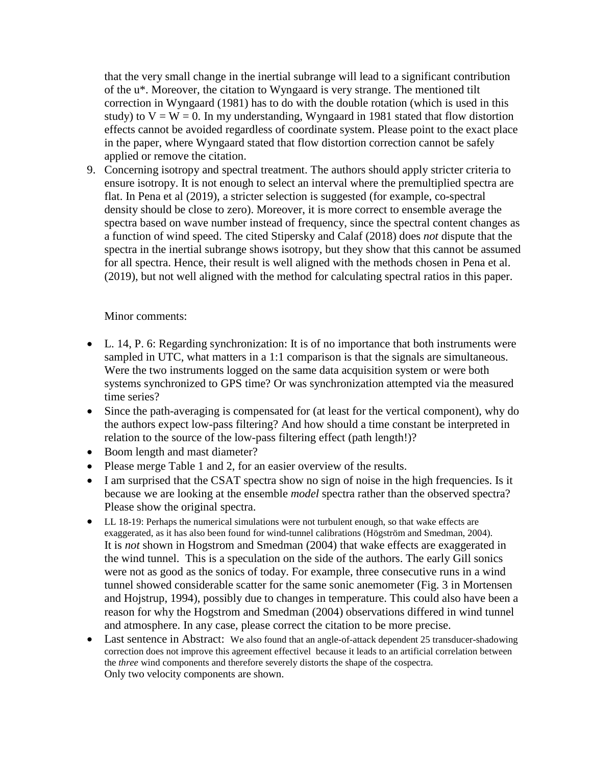that the very small change in the inertial subrange will lead to a significant contribution of the u*. Moreover, the citation to Wyngaard is very strange. The mentioned tilt correction in Wyngaard (1981) has to do with the double rotation (which is used in this study) to V = W = 0. In my understanding, Wyngaard in 1981 stated that flow distortion effects cannot be avoided regardless of coordinate system. Please point to the exact place in the paper, where Wyngaard stated that flow distortion correction cannot be safely applied or remove the citation.

9. Concerning isotropy and spectral treatment. The authors should apply stricter criteria to ensure isotropy. It is not enough to select an interval where the premultiplied spectra are flat. In Pena et al (2019), a stricter selection is suggested (for example, co-spectral density should be close to zero). Moreover, it is more correct to ensemble average the spectra based on wave number instead of frequency, since the spectral content changes as a function of wind speed. The cited Stipersky and Calaf (2018) does *not* dispute that the spectra in the inertial subrange shows isotropy, but they show that this cannot be assumed for all spectra. Hence, their result is well aligned with the methods chosen in Pena et al. (2019), but not well aligned with the method for calculating spectral ratios in this paper.

Minor comments:

- L. 14, P. 6: Regarding synchronization: It is of no importance that both instruments were sampled in UTC, what matters in a 1:1 comparison is that the signals are simultaneous. Were the two instruments logged on the same data acquisition system or were both systems synchronized to GPS time? Or was synchronization attempted via the measured time series?
- Since the path-averaging is compensated for (at least for the vertical component), why do the authors expect low-pass filtering? And how should a time constant be interpreted in relation to the source of the low-pass filtering effect (path length!)?
- Boom length and mast diameter?
- Please merge Table 1 and 2, for an easier overview of the results.
- I am surprised that the CSAT spectra show no sign of noise in the high frequencies. Is it because we are looking at the ensemble *model* spectra rather than the observed spectra? Please show the original spectra.
- LL 18-19: Perhaps the numerical simulations were not turbulent enough, so that wake effects are exaggerated, as it has also been found for wind-tunnel calibrations (Högström and Smedman, 2004).
  It is *not* shown in Hogstrom and Smedman (2004) that wake effects are exaggerated in the wind tunnel. This is a speculation on the side of the authors. The early Gill sonics were not as good as the sonics of today. For example, three consecutive runs in a wind tunnel showed considerable scatter for the same sonic anemometer (Fig. 3 in Mortensen and Hojstrup, 1994), possibly due to changes in temperature. This could also have been a reason for why the Hogstrom and Smedman (2004) observations differed in wind tunnel and atmosphere. In any case, please correct the citation to be more precise.
- Last sentence in Abstract: We also found that an angle-of-attack dependent 25 transducer-shadowing correction does not improve this agreement effectivel because it leads to an artificial correlation between the *three* wind components and therefore severely distorts the shape of the cospectra.
  Only two velocity components are shown.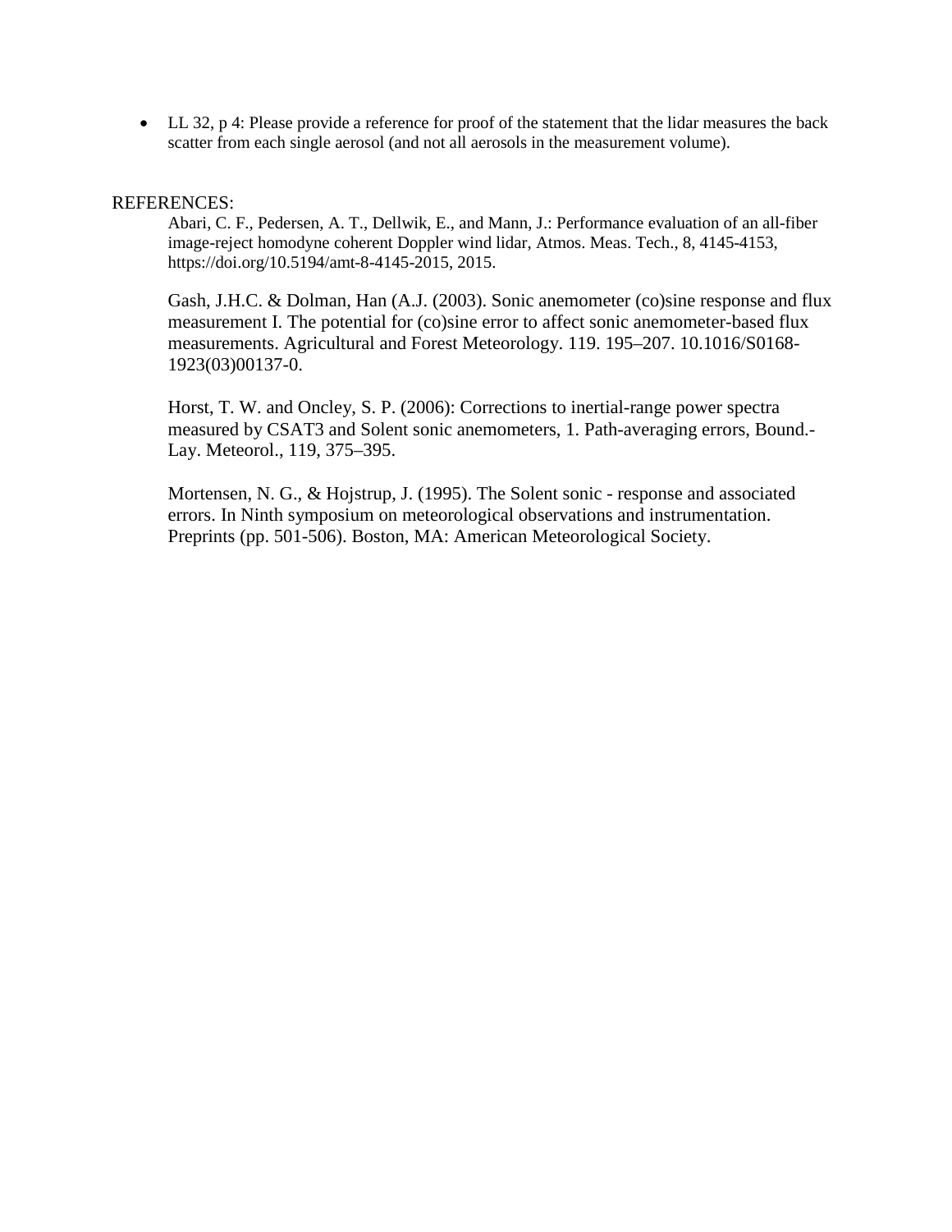- LL 32, p 4: Please provide a reference for proof of the statement that the lidar measures the back scatter from each single aerosol (and not all aerosols in the measurement volume).

REFERENCES:

Abari, C. F., Pedersen, A. T., Dellwik, E., and Mann, J.: Performance evaluation of an all-fiber image-reject homodyne coherent Doppler wind lidar, Atmos. Meas. Tech., 8, 4145-4153, https://doi.org/10.5194/amt-8-4145-2015, 2015.

Gash, J.H.C. & Dolman, Han (A.J. (2003). Sonic anemometer (co)sine response and flux measurement I. The potential for (co)sine error to affect sonic anemometer-based flux measurements. Agricultural and Forest Meteorology. 119. 195–207. 10.1016/S0168-1923(03)00137-0.

Horst, T. W. and Oncley, S. P. (2006): Corrections to inertial-range power spectra measured by CSAT3 and Solent sonic anemometers, 1. Path-averaging errors, Bound.-Lay. Meteorol., 119, 375–395.

Mortensen, N. G., & Hojstrup, J. (1995). The Solent sonic - response and associated errors. In Ninth symposium on meteorological observations and instrumentation. Preprints (pp. 501-506). Boston, MA: American Meteorological Society.